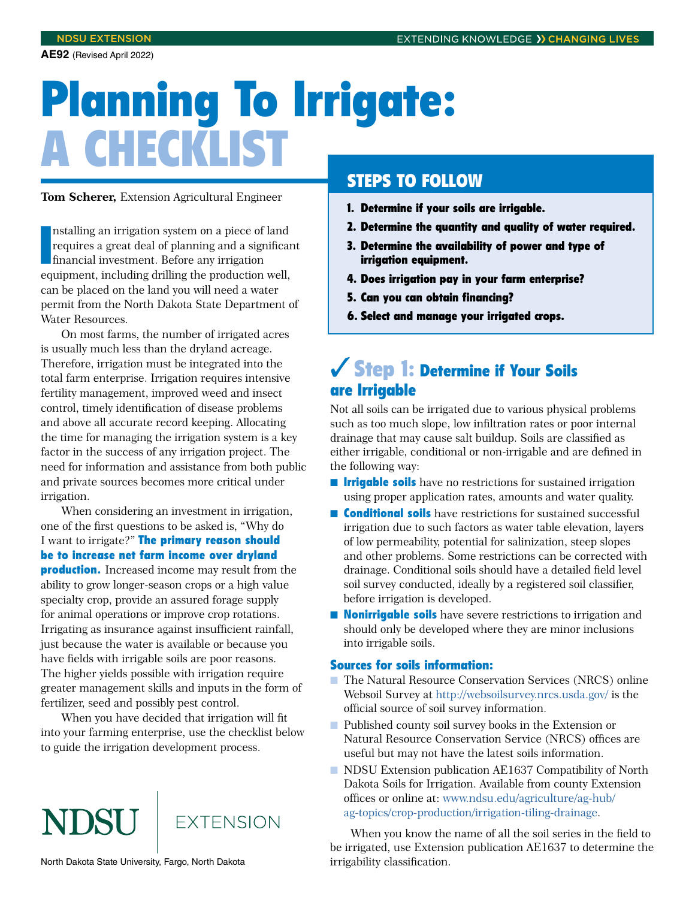AE92 (Revised April 2022)

# Planning To Irrigate: A CHECKLIST

**Tom Scherer,** Extension Agricultural Engineer

Installing an irrigation system on a piece of land requires a great deal of planning and a significant financial investment. Before any irrigation equipment, including drilling the production well, can be placed on the land you will need a water permit from the North Dakota State Department of Water Resources.

On most farms, the number of irrigated acres is usually much less than the dryland acreage. Therefore, irrigation must be integrated into the total farm enterprise. Irrigation requires intensive fertility management, improved weed and insect control, timely identification of disease problems and above all accurate record keeping. Allocating the time for managing the irrigation system is a key factor in the success of any irrigation project. The need for information and assistance from both public and private sources becomes more critical under irrigation.

When considering an investment in irrigation, one of the first questions to be asked is, "Why do I want to irrigate?" **The primary reason should be to increase net farm income over dryland production.** Increased income may result from the ability to grow longer-season crops or a high value specialty crop, provide an assured forage supply for animal operations or improve crop rotations. Irrigating as insurance against insufficient rainfall, just because the water is available or because you have fields with irrigable soils are poor reasons. The higher yields possible with irrigation require greater management skills and inputs in the form of fertilizer, seed and possibly pest control.

When you have decided that irrigation will fit into your farming enterprise, use the checklist below to guide the irrigation development process.

## STEPS TO FOLLOW

1. **Determine if your soils are irrigable.**
2. **Determine the quantity and quality of water required.**
3. **Determine the availability of power and type of irrigation equipment.**
4. **Does irrigation pay in your farm enterprise?**
5. **Can you can obtain financing?**
6. **Select and manage your irrigated crops.**

## ✓ Step 1: Determine if Your Soils are Irrigable

Not all soils can be irrigated due to various physical problems such as too much slope, low infiltration rates or poor internal drainage that may cause salt buildup. Soils are classified as either irrigable, conditional or non-irrigable and are defined in the following way:

- **Irrigable soils** have no restrictions for sustained irrigation using proper application rates, amounts and water quality.
- **Conditional soils** have restrictions for sustained successful irrigation due to such factors as water table elevation, layers of low permeability, potential for salinization, steep slopes and other problems. Some restrictions can be corrected with drainage. Conditional soils should have a detailed field level soil survey conducted, ideally by a registered soil classifier, before irrigation is developed.
- **Nonirrigable soils** have severe restrictions to irrigation and should only be developed where they are minor inclusions into irrigable soils.

### Sources for soils information:

- The Natural Resource Conservation Services (NRCS) online Websoil Survey at http://websoilsurvey.nrcs.usda.gov/ is the official source of soil survey information.
- Published county soil survey books in the Extension or Natural Resource Conservation Service (NRCS) offices are useful but may not have the latest soils information.
- NDSU Extension publication AE1637 Compatibility of North Dakota Soils for Irrigation. Available from county Extension offices or online at: www.ndsu.edu/agriculture/ag-hub/ag-topics/crop-production/irrigation-tiling-drainage.

When you know the name of all the soil series in the field to be irrigated, use Extension publication AE1637 to determine the irrigability classification.

North Dakota State University, Fargo, North Dakota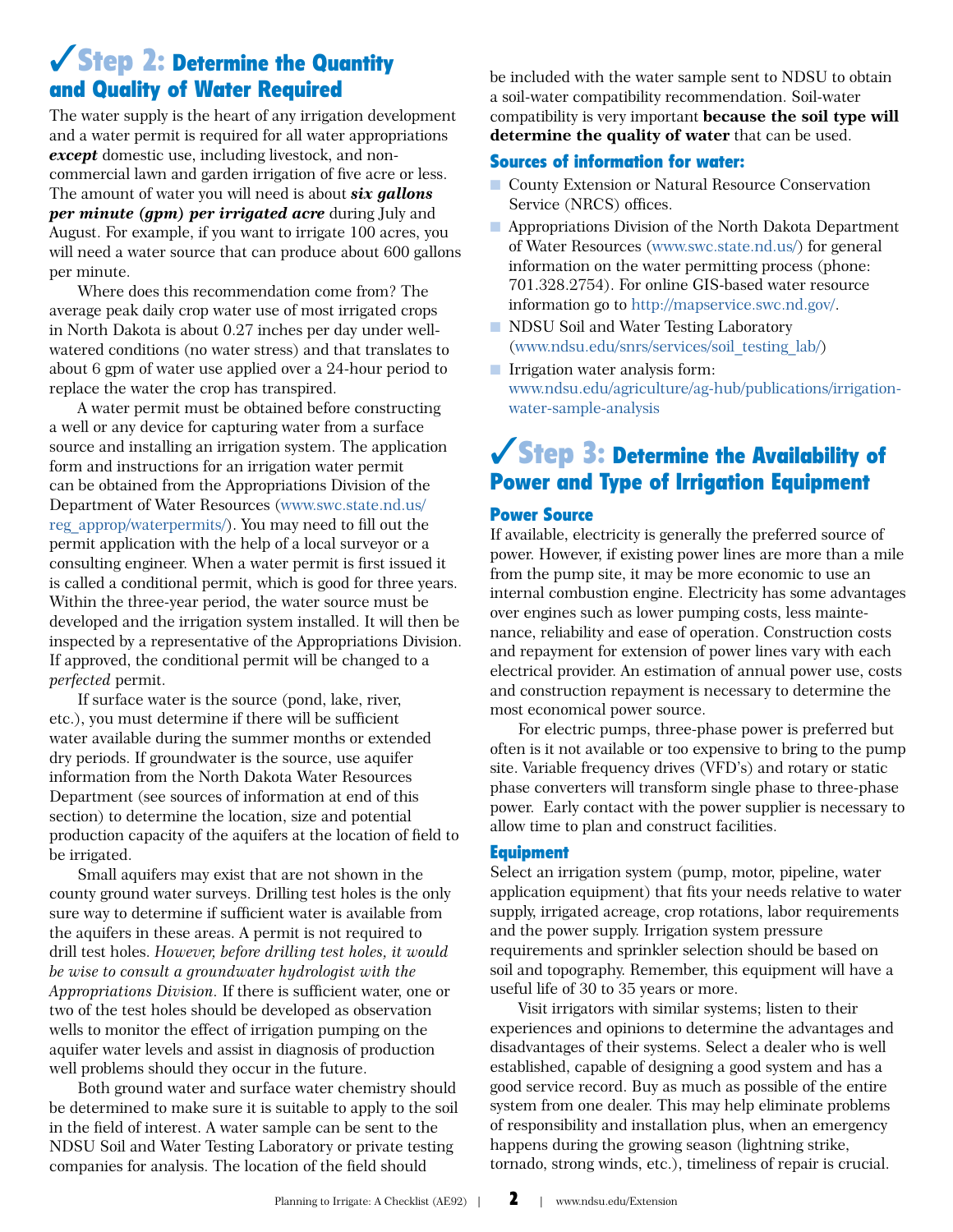## ✓Step 2: Determine the Quantity and Quality of Water Required

The water supply is the heart of any irrigation development and a water permit is required for all water appropriations ***except*** domestic use, including livestock, and non-commercial lawn and garden irrigation of five acre or less. The amount of water you will need is about ***six gallons per minute (gpm) per irrigated acre*** during July and August. For example, if you want to irrigate 100 acres, you will need a water source that can produce about 600 gallons per minute.

Where does this recommendation come from? The average peak daily crop water use of most irrigated crops in North Dakota is about 0.27 inches per day under well-watered conditions (no water stress) and that translates to about 6 gpm of water use applied over a 24-hour period to replace the water the crop has transpired.

A water permit must be obtained before constructing a well or any device for capturing water from a surface source and installing an irrigation system. The application form and instructions for an irrigation water permit can be obtained from the Appropriations Division of the Department of Water Resources (www.swc.state.nd.us/reg_approp/waterpermits/). You may need to fill out the permit application with the help of a local surveyor or a consulting engineer. When a water permit is first issued it is called a conditional permit, which is good for three years. Within the three-year period, the water source must be developed and the irrigation system installed. It will then be inspected by a representative of the Appropriations Division. If approved, the conditional permit will be changed to a *perfected* permit.

If surface water is the source (pond, lake, river, etc.), you must determine if there will be sufficient water available during the summer months or extended dry periods. If groundwater is the source, use aquifer information from the North Dakota Water Resources Department (see sources of information at end of this section) to determine the location, size and potential production capacity of the aquifers at the location of field to be irrigated.

Small aquifers may exist that are not shown in the county ground water surveys. Drilling test holes is the only sure way to determine if sufficient water is available from the aquifers in these areas. A permit is not required to drill test holes. *However, before drilling test holes, it would be wise to consult a groundwater hydrologist with the Appropriations Division.* If there is sufficient water, one or two of the test holes should be developed as observation wells to monitor the effect of irrigation pumping on the aquifer water levels and assist in diagnosis of production well problems should they occur in the future.

Both ground water and surface water chemistry should be determined to make sure it is suitable to apply to the soil in the field of interest. A water sample can be sent to the NDSU Soil and Water Testing Laboratory or private testing companies for analysis. The location of the field should be included with the water sample sent to NDSU to obtain a soil-water compatibility recommendation. Soil-water compatibility is very important **because the soil type will determine the quality of water** that can be used.

### Sources of information for water:

- County Extension or Natural Resource Conservation Service (NRCS) offices.
- Appropriations Division of the North Dakota Department of Water Resources (www.swc.state.nd.us/) for general information on the water permitting process (phone: 701.328.2754). For online GIS-based water resource information go to http://mapservice.swc.nd.gov/.
- NDSU Soil and Water Testing Laboratory (www.ndsu.edu/snrs/services/soil_testing_lab/)
- Irrigation water analysis form: www.ndsu.edu/agriculture/ag-hub/publications/irrigation-water-sample-analysis

## ✓Step 3: Determine the Availability of Power and Type of Irrigation Equipment

### Power Source

If available, electricity is generally the preferred source of power. However, if existing power lines are more than a mile from the pump site, it may be more economic to use an internal combustion engine. Electricity has some advantages over engines such as lower pumping costs, less maintenance, reliability and ease of operation. Construction costs and repayment for extension of power lines vary with each electrical provider. An estimation of annual power use, costs and construction repayment is necessary to determine the most economical power source.

For electric pumps, three-phase power is preferred but often is it not available or too expensive to bring to the pump site. Variable frequency drives (VFD's) and rotary or static phase converters will transform single phase to three-phase power. Early contact with the power supplier is necessary to allow time to plan and construct facilities.

### Equipment

Select an irrigation system (pump, motor, pipeline, water application equipment) that fits your needs relative to water supply, irrigated acreage, crop rotations, labor requirements and the power supply. Irrigation system pressure requirements and sprinkler selection should be based on soil and topography. Remember, this equipment will have a useful life of 30 to 35 years or more.

Visit irrigators with similar systems; listen to their experiences and opinions to determine the advantages and disadvantages of their systems. Select a dealer who is well established, capable of designing a good system and has a good service record. Buy as much as possible of the entire system from one dealer. This may help eliminate problems of responsibility and installation plus, when an emergency happens during the growing season (lightning strike, tornado, strong winds, etc.), timeliness of repair is crucial.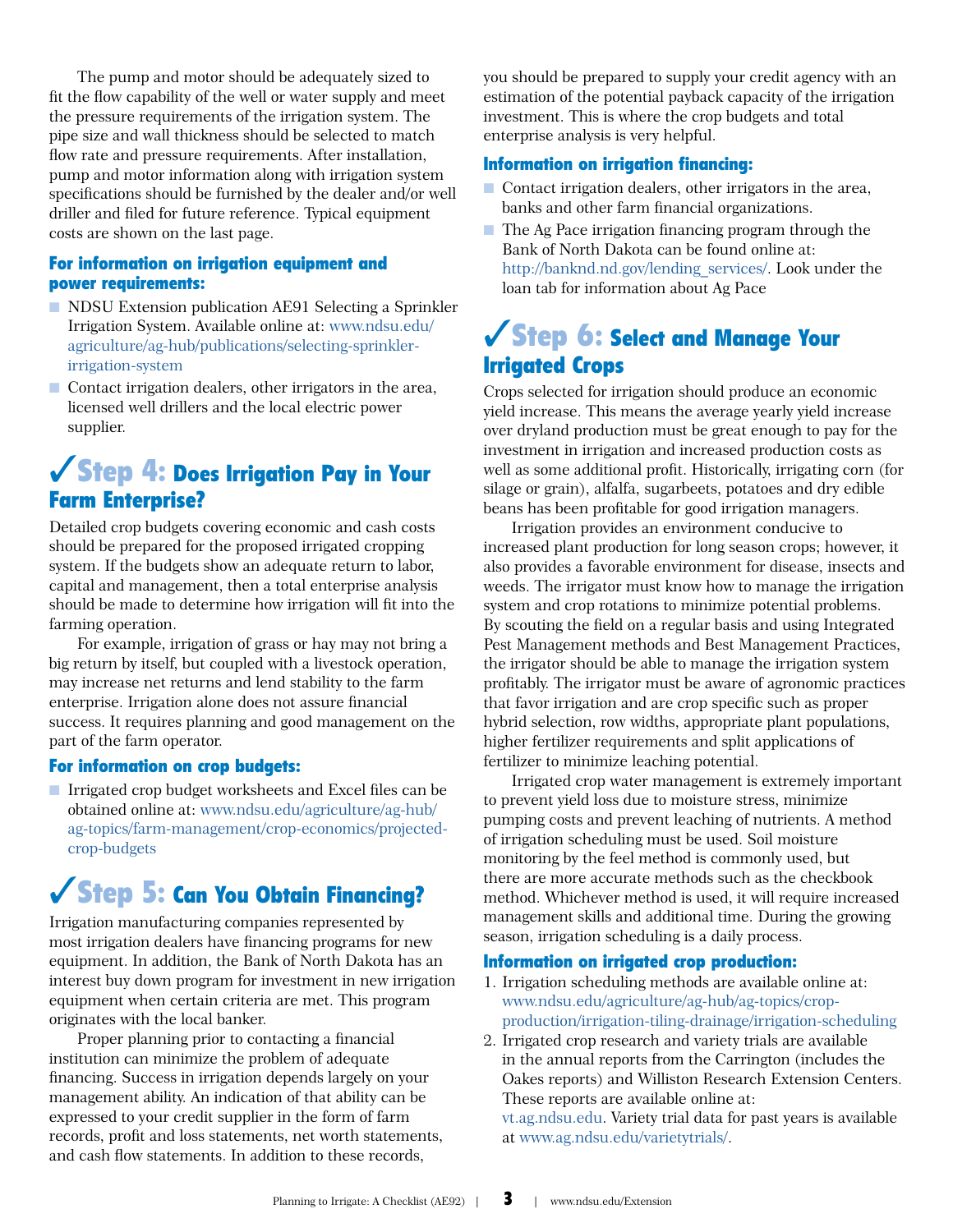The pump and motor should be adequately sized to fit the flow capability of the well or water supply and meet the pressure requirements of the irrigation system. The pipe size and wall thickness should be selected to match flow rate and pressure requirements. After installation, pump and motor information along with irrigation system specifications should be furnished by the dealer and/or well driller and filed for future reference. Typical equipment costs are shown on the last page.

### For information on irrigation equipment and power requirements:

- NDSU Extension publication AE91 Selecting a Sprinkler Irrigation System. Available online at: www.ndsu.edu/agriculture/ag-hub/publications/selecting-sprinkler-irrigation-system
- Contact irrigation dealers, other irrigators in the area, licensed well drillers and the local electric power supplier.

## ✓Step 4: Does Irrigation Pay in Your Farm Enterprise?

Detailed crop budgets covering economic and cash costs should be prepared for the proposed irrigated cropping system. If the budgets show an adequate return to labor, capital and management, then a total enterprise analysis should be made to determine how irrigation will fit into the farming operation.

For example, irrigation of grass or hay may not bring a big return by itself, but coupled with a livestock operation, may increase net returns and lend stability to the farm enterprise. Irrigation alone does not assure financial success. It requires planning and good management on the part of the farm operator.

### For information on crop budgets:

- Irrigated crop budget worksheets and Excel files can be obtained online at: www.ndsu.edu/agriculture/ag-hub/ag-topics/farm-management/crop-economics/projected-crop-budgets

## ✓Step 5: Can You Obtain Financing?

Irrigation manufacturing companies represented by most irrigation dealers have financing programs for new equipment. In addition, the Bank of North Dakota has an interest buy down program for investment in new irrigation equipment when certain criteria are met. This program originates with the local banker.

Proper planning prior to contacting a financial institution can minimize the problem of adequate financing. Success in irrigation depends largely on your management ability. An indication of that ability can be expressed to your credit supplier in the form of farm records, profit and loss statements, net worth statements, and cash flow statements. In addition to these records, you should be prepared to supply your credit agency with an estimation of the potential payback capacity of the irrigation investment. This is where the crop budgets and total enterprise analysis is very helpful.

### Information on irrigation financing:

- Contact irrigation dealers, other irrigators in the area, banks and other farm financial organizations.
- The Ag Pace irrigation financing program through the Bank of North Dakota can be found online at: http://banknd.nd.gov/lending_services/. Look under the loan tab for information about Ag Pace

## ✓Step 6: Select and Manage Your Irrigated Crops

Crops selected for irrigation should produce an economic yield increase. This means the average yearly yield increase over dryland production must be great enough to pay for the investment in irrigation and increased production costs as well as some additional profit. Historically, irrigating corn (for silage or grain), alfalfa, sugarbeets, potatoes and dry edible beans has been profitable for good irrigation managers.

Irrigation provides an environment conducive to increased plant production for long season crops; however, it also provides a favorable environment for disease, insects and weeds. The irrigator must know how to manage the irrigation system and crop rotations to minimize potential problems. By scouting the field on a regular basis and using Integrated Pest Management methods and Best Management Practices, the irrigator should be able to manage the irrigation system profitably. The irrigator must be aware of agronomic practices that favor irrigation and are crop specific such as proper hybrid selection, row widths, appropriate plant populations, higher fertilizer requirements and split applications of fertilizer to minimize leaching potential.

Irrigated crop water management is extremely important to prevent yield loss due to moisture stress, minimize pumping costs and prevent leaching of nutrients. A method of irrigation scheduling must be used. Soil moisture monitoring by the feel method is commonly used, but there are more accurate methods such as the checkbook method. Whichever method is used, it will require increased management skills and additional time. During the growing season, irrigation scheduling is a daily process.

### Information on irrigated crop production:

1. Irrigation scheduling methods are available online at: www.ndsu.edu/agriculture/ag-hub/ag-topics/crop-production/irrigation-tiling-drainage/irrigation-scheduling
2. Irrigated crop research and variety trials are available in the annual reports from the Carrington (includes the Oakes reports) and Williston Research Extension Centers. These reports are available online at: vt.ag.ndsu.edu. Variety trial data for past years is available at www.ag.ndsu.edu/varietytrials/.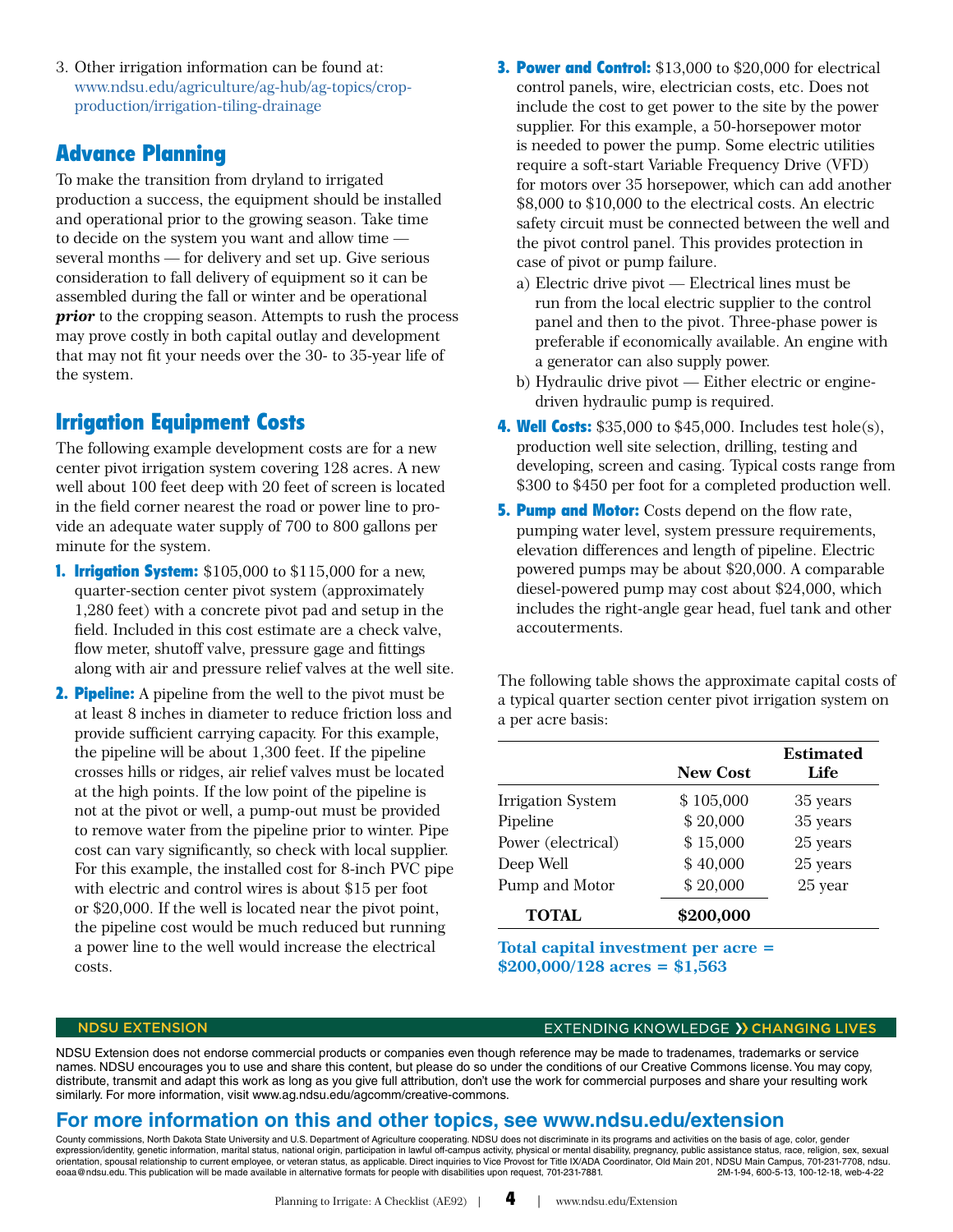3. Other irrigation information can be found at: www.ndsu.edu/agriculture/ag-hub/ag-topics/crop-production/irrigation-tiling-drainage

## Advance Planning

To make the transition from dryland to irrigated production a success, the equipment should be installed and operational prior to the growing season. Take time to decide on the system you want and allow time — several months — for delivery and set up. Give serious consideration to fall delivery of equipment so it can be assembled during the fall or winter and be operational ***prior*** to the cropping season. Attempts to rush the process may prove costly in both capital outlay and development that may not fit your needs over the 30- to 35-year life of the system.

## Irrigation Equipment Costs

The following example development costs are for a new center pivot irrigation system covering 128 acres. A new well about 100 feet deep with 20 feet of screen is located in the field corner nearest the road or power line to provide an adequate water supply of 700 to 800 gallons per minute for the system.

1. **Irrigation System:** $105,000 to $115,000 for a new, quarter-section center pivot system (approximately 1,280 feet) with a concrete pivot pad and setup in the field. Included in this cost estimate are a check valve, flow meter, shutoff valve, pressure gage and fittings along with air and pressure relief valves at the well site.
2. **Pipeline:** A pipeline from the well to the pivot must be at least 8 inches in diameter to reduce friction loss and provide sufficient carrying capacity. For this example, the pipeline will be about 1,300 feet. If the pipeline crosses hills or ridges, air relief valves must be located at the high points. If the low point of the pipeline is not at the pivot or well, a pump-out must be provided to remove water from the pipeline prior to winter. Pipe cost can vary significantly, so check with local supplier. For this example, the installed cost for 8-inch PVC pipe with electric and control wires is about $15 per foot or $20,000. If the well is located near the pivot point, the pipeline cost would be much reduced but running a power line to the well would increase the electrical costs.
3. **Power and Control:** $13,000 to $20,000 for electrical control panels, wire, electrician costs, etc. Does not include the cost to get power to the site by the power supplier. For this example, a 50-horsepower motor is needed to power the pump. Some electric utilities require a soft-start Variable Frequency Drive (VFD) for motors over 35 horsepower, which can add another $8,000 to $10,000 to the electrical costs. An electric safety circuit must be connected between the well and the pivot control panel. This provides protection in case of pivot or pump failure.
   a) Electric drive pivot — Electrical lines must be run from the local electric supplier to the control panel and then to the pivot. Three-phase power is preferable if economically available. An engine with a generator can also supply power.
   b) Hydraulic drive pivot — Either electric or engine-driven hydraulic pump is required.
4. **Well Costs:** $35,000 to $45,000. Includes test hole(s), production well site selection, drilling, testing and developing, screen and casing. Typical costs range from $300 to $450 per foot for a completed production well.
5. **Pump and Motor:** Costs depend on the flow rate, pumping water level, system pressure requirements, elevation differences and length of pipeline. Electric powered pumps may be about $20,000. A comparable diesel-powered pump may cost about $24,000, which includes the right-angle gear head, fuel tank and other accouterments.

The following table shows the approximate capital costs of a typical quarter section center pivot irrigation system on a per acre basis:

| | New Cost | Estimated Life |
|---|---|---|
| Irrigation System | $ 105,000 | 35 years |
| Pipeline | $ 20,000 | 35 years |
| Power (electrical) | $ 15,000 | 25 years |
| Deep Well | $ 40,000 | 25 years |
| Pump and Motor | $ 20,000 | 25 year |
| **TOTAL** | **$200,000** | |

**Total capital investment per acre = $200,000/128 acres = $1,563**

NDSU EXTENSION — EXTENDING KNOWLEDGE ❯❯ CHANGING LIVES

NDSU Extension does not endorse commercial products or companies even though reference may be made to tradenames, trademarks or service names. NDSU encourages you to use and share this content, but please do so under the conditions of our Creative Commons license. You may copy, distribute, transmit and adapt this work as long as you give full attribution, don't use the work for commercial purposes and share your resulting work similarly. For more information, visit www.ag.ndsu.edu/agcomm/creative-commons.

**For more information on this and other topics, see www.ndsu.edu/extension**

County commissions, North Dakota State University and U.S. Department of Agriculture cooperating. NDSU does not discriminate in its programs and activities on the basis of age, color, gender expression/identity, genetic information, marital status, national origin, participation in lawful off-campus activity, physical or mental disability, pregnancy, public assistance status, race, religion, sex, sexual orientation, spousal relationship to current employee, or veteran status, as applicable. Direct inquiries to Vice Provost for Title IX/ADA Coordinator, Old Main 201, NDSU Main Campus, 701-231-7708, ndsu.eoaa@ndsu.edu. This publication will be made available in alternative formats for people with disabilities upon request, 701-231-7881. 2M-1-94, 600-5-13, 100-12-18, web-4-22